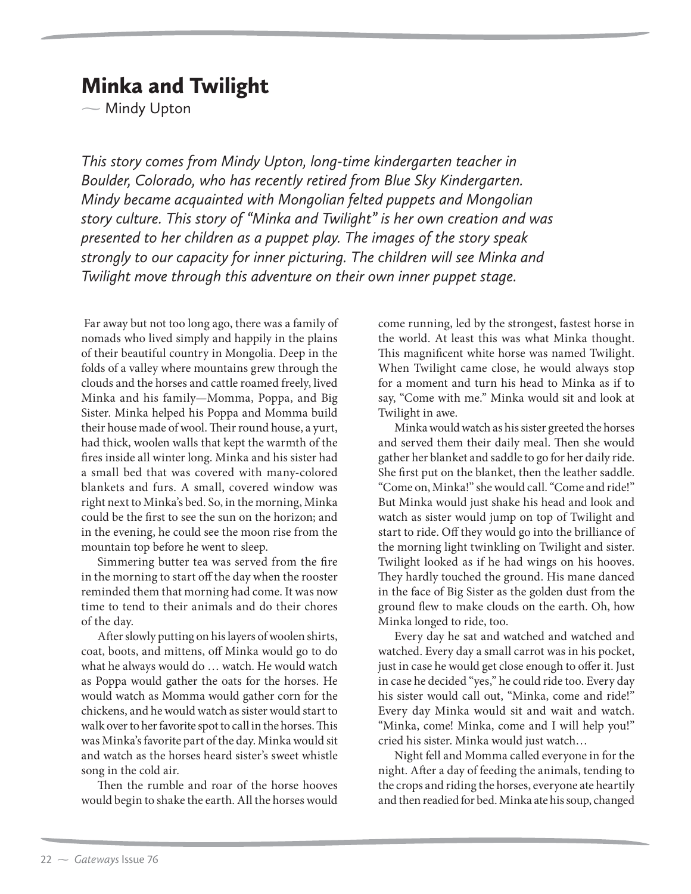# Minka and Twilight

— Mindy Upton

*This story comes from Mindy Upton, long-time kindergarten teacher in Boulder, Colorado, who has recently retired from Blue Sky Kindergarten. Mindy became acquainted with Mongolian felted puppets and Mongolian story culture. This story of "Minka and Twilight" is her own creation and was presented to her children as a puppet play. The images of the story speak strongly to our capacity for inner picturing. The children will see Minka and Twilight move through this adventure on their own inner puppet stage.*

Far away but not too long ago, there was a family of nomads who lived simply and happily in the plains of their beautiful country in Mongolia. Deep in the folds of a valley where mountains grew through the clouds and the horses and cattle roamed freely, lived Minka and his family—Momma, Poppa, and Big Sister. Minka helped his Poppa and Momma build their house made of wool. Their round house, a yurt, had thick, woolen walls that kept the warmth of the fires inside all winter long. Minka and his sister had a small bed that was covered with many-colored blankets and furs. A small, covered window was right next to Minka's bed. So, in the morning, Minka could be the first to see the sun on the horizon; and in the evening, he could see the moon rise from the mountain top before he went to sleep.

Simmering butter tea was served from the fire in the morning to start off the day when the rooster reminded them that morning had come. It was now time to tend to their animals and do their chores of the day.

After slowly putting on his layers of woolen shirts, coat, boots, and mittens, off Minka would go to do what he always would do … watch. He would watch as Poppa would gather the oats for the horses. He would watch as Momma would gather corn for the chickens, and he would watch as sister would start to walk over to her favorite spot to call in the horses. This was Minka's favorite part of the day. Minka would sit and watch as the horses heard sister's sweet whistle song in the cold air.

Then the rumble and roar of the horse hooves would begin to shake the earth. All the horses would come running, led by the strongest, fastest horse in the world. At least this was what Minka thought. This magnificent white horse was named Twilight. When Twilight came close, he would always stop for a moment and turn his head to Minka as if to say, "Come with me." Minka would sit and look at Twilight in awe.

Minka would watch as his sister greeted the horses and served them their daily meal. Then she would gather her blanket and saddle to go for her daily ride. She first put on the blanket, then the leather saddle. "Come on, Minka!" she would call. "Come and ride!" But Minka would just shake his head and look and watch as sister would jump on top of Twilight and start to ride. Off they would go into the brilliance of the morning light twinkling on Twilight and sister. Twilight looked as if he had wings on his hooves. They hardly touched the ground. His mane danced in the face of Big Sister as the golden dust from the ground flew to make clouds on the earth. Oh, how Minka longed to ride, too.

Every day he sat and watched and watched and watched. Every day a small carrot was in his pocket, just in case he would get close enough to offer it. Just in case he decided "yes," he could ride too. Every day his sister would call out, "Minka, come and ride!" Every day Minka would sit and wait and watch. "Minka, come! Minka, come and I will help you!" cried his sister. Minka would just watch…

Night fell and Momma called everyone in for the night. After a day of feeding the animals, tending to the crops and riding the horses, everyone ate heartily and then readied for bed. Minka ate his soup, changed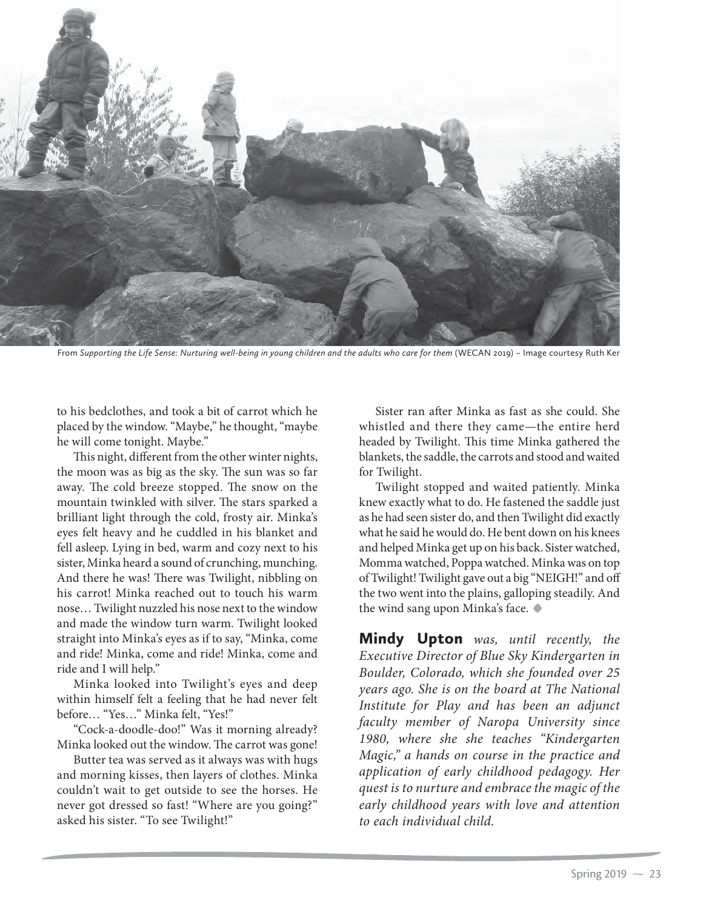From *Supporting the Life Sense: Nurturing well-being in young children and the adults who care for them* (WECAN 2019) – Image courtesy Ruth Ker

to his bedclothes, and took a bit of carrot which he placed by the window. "Maybe," he thought, "maybe he will come tonight. Maybe."

This night, different from the other winter nights, the moon was as big as the sky. The sun was so far away. The cold breeze stopped. The snow on the mountain twinkled with silver. The stars sparked a brilliant light through the cold, frosty air. Minka's eyes felt heavy and he cuddled in his blanket and fell asleep. Lying in bed, warm and cozy next to his sister, Minka heard a sound of crunching, munching. And there he was! There was Twilight, nibbling on his carrot! Minka reached out to touch his warm nose… Twilight nuzzled his nose next to the window and made the window turn warm. Twilight looked straight into Minka's eyes as if to say, "Minka, come and ride! Minka, come and ride! Minka, come and ride and I will help."

Minka looked into Twilight's eyes and deep within himself felt a feeling that he had never felt before… "Yes…" Minka felt, "Yes!"

"Cock-a-doodle-doo!" Was it morning already? Minka looked out the window. The carrot was gone!

Butter tea was served as it always was with hugs and morning kisses, then layers of clothes. Minka couldn't wait to get outside to see the horses. He never got dressed so fast! "Where are you going?" asked his sister. "To see Twilight!"

Sister ran after Minka as fast as she could. She whistled and there they came—the entire herd headed by Twilight. This time Minka gathered the blankets, the saddle, the carrots and stood and waited for Twilight.

Twilight stopped and waited patiently. Minka knew exactly what to do. He fastened the saddle just as he had seen sister do, and then Twilight did exactly what he said he would do. He bent down on his knees and helped Minka get up on his back. Sister watched, Momma watched, Poppa watched. Minka was on top of Twilight! Twilight gave out a big "NEIGH!" and off the two went into the plains, galloping steadily. And the wind sang upon Minka's face. ◆

**Mindy Upton** *was, until recently, the Executive Director of Blue Sky Kindergarten in Boulder, Colorado, which she founded over 25 years ago. She is on the board at The National Institute for Play and has been an adjunct faculty member of Naropa University since 1980, where she she teaches "Kindergarten Magic," a hands on course in the practice and application of early childhood pedagogy. Her quest is to nurture and embrace the magic of the early childhood years with love and attention to each individual child.*